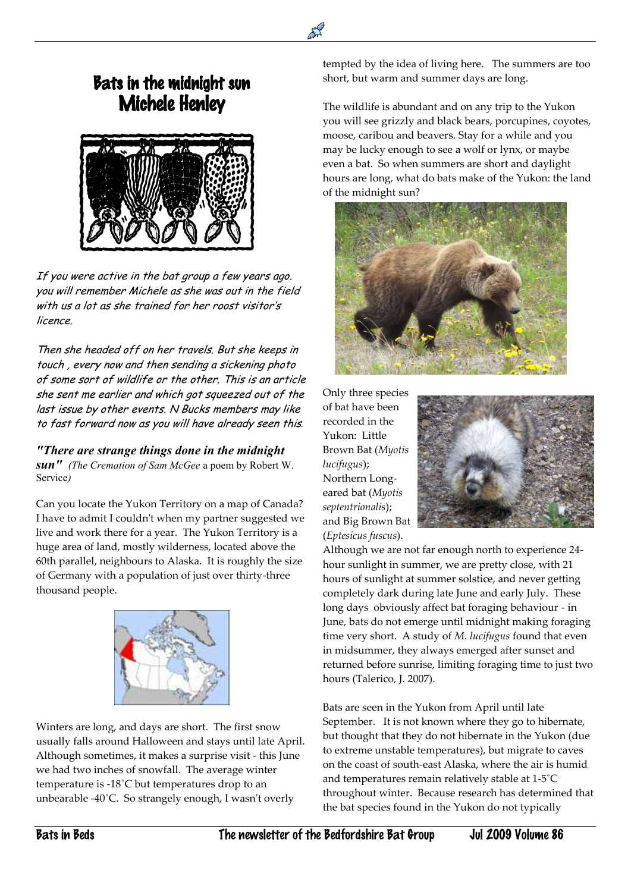# Bats in the midnight sun
## Michele Henley

*If you were active in the bat group a few years ago. you will remember Michele as she was out in the field with us a lot as she trained for her roost visitor's licence.*

*Then she headed off on her travels. But she keeps in touch , every now and then sending a sickening photo of some sort of wildlife or the other. This is an article she sent me earlier and which got squeezed out of the last issue by other events. N Bucks members may like to fast forward now as you will have already seen this.*

***"There are strange things done in the midnight sun"*** *(The Cremation of Sam McGee* a poem by Robert W. Service*)*

Can you locate the Yukon Territory on a map of Canada? I have to admit I couldn't when my partner suggested we live and work there for a year. The Yukon Territory is a huge area of land, mostly wilderness, located above the 60th parallel, neighbours to Alaska. It is roughly the size of Germany with a population of just over thirty-three thousand people.

Winters are long, and days are short. The first snow usually falls around Halloween and stays until late April. Although sometimes, it makes a surprise visit - this June we had two inches of snowfall. The average winter temperature is -18˚C but temperatures drop to an unbearable -40˚C. So strangely enough, I wasn't overly tempted by the idea of living here. The summers are too short, but warm and summer days are long.

The wildlife is abundant and on any trip to the Yukon you will see grizzly and black bears, porcupines, coyotes, moose, caribou and beavers. Stay for a while and you may be lucky enough to see a wolf or lynx, or maybe even a bat. So when summers are short and daylight hours are long, what do bats make of the Yukon: the land of the midnight sun?

Only three species of bat have been recorded in the Yukon: Little Brown Bat (*Myotis lucifugus*); Northern Long-eared bat (*Myotis septentrionalis*); and Big Brown Bat (*Eptesicus fuscus*).

Although we are not far enough north to experience 24-hour sunlight in summer, we are pretty close, with 21 hours of sunlight at summer solstice, and never getting completely dark during late June and early July. These long days obviously affect bat foraging behaviour - in June, bats do not emerge until midnight making foraging time very short. A study of *M. lucifugus* found that even in midsummer, they always emerged after sunset and returned before sunrise, limiting foraging time to just two hours (Talerico, J. 2007).

Bats are seen in the Yukon from April until late September. It is not known where they go to hibernate, but thought that they do not hibernate in the Yukon (due to extreme unstable temperatures), but migrate to caves on the coast of south-east Alaska, where the air is humid and temperatures remain relatively stable at 1-5˚C throughout winter. Because research has determined that the bat species found in the Yukon do not typically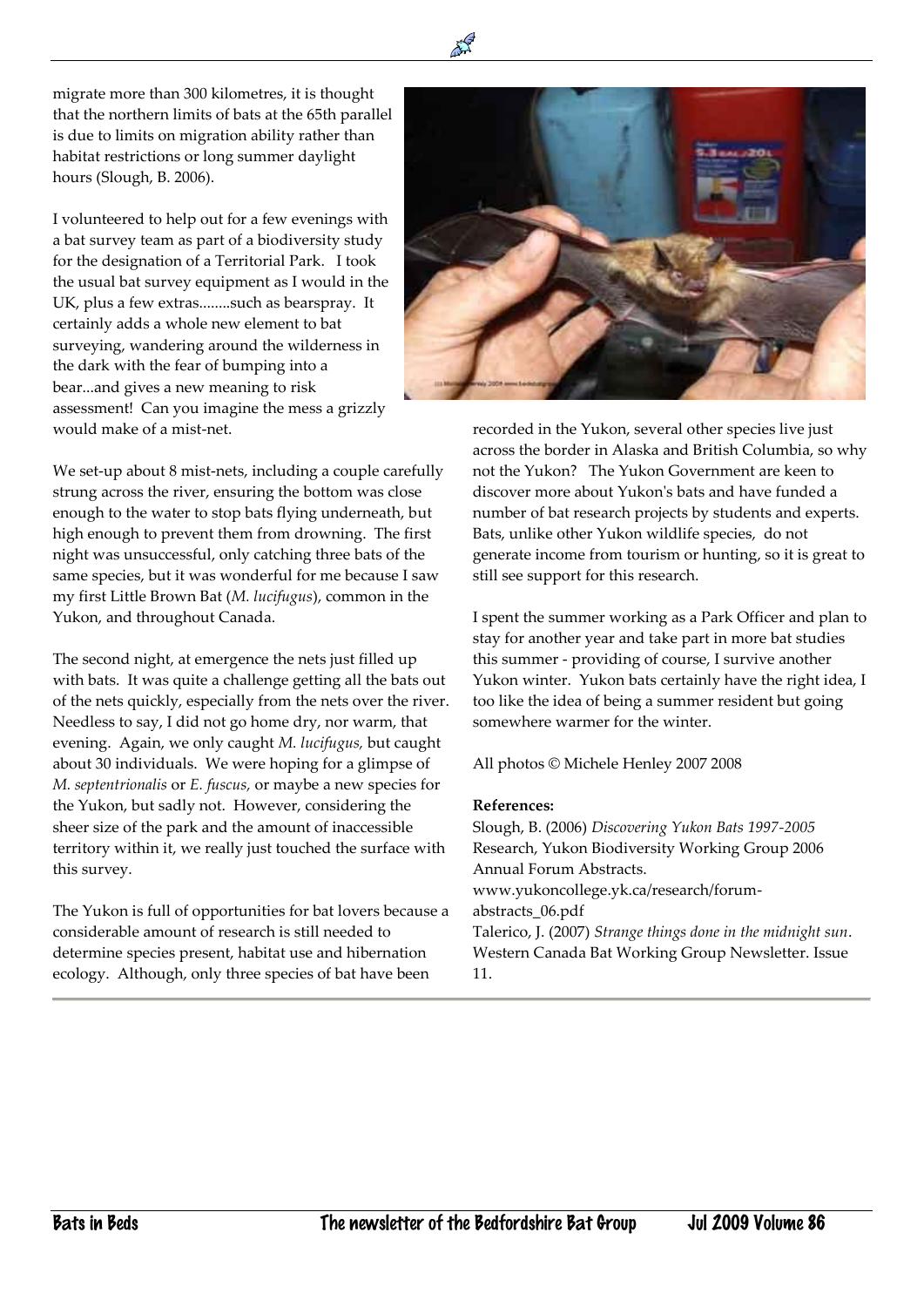migrate more than 300 kilometres, it is thought that the northern limits of bats at the 65th parallel is due to limits on migration ability rather than habitat restrictions or long summer daylight hours (Slough, B. 2006).

I volunteered to help out for a few evenings with a bat survey team as part of a biodiversity study for the designation of a Territorial Park. I took the usual bat survey equipment as I would in the UK, plus a few extras........such as bearspray. It certainly adds a whole new element to bat surveying, wandering around the wilderness in the dark with the fear of bumping into a bear...and gives a new meaning to risk assessment! Can you imagine the mess a grizzly would make of a mist-net.

We set-up about 8 mist-nets, including a couple carefully strung across the river, ensuring the bottom was close enough to the water to stop bats flying underneath, but high enough to prevent them from drowning. The first night was unsuccessful, only catching three bats of the same species, but it was wonderful for me because I saw my first Little Brown Bat (*M. lucifugus*), common in the Yukon, and throughout Canada.

The second night, at emergence the nets just filled up with bats. It was quite a challenge getting all the bats out of the nets quickly, especially from the nets over the river. Needless to say, I did not go home dry, nor warm, that evening. Again, we only caught *M. lucifugus,* but caught about 30 individuals. We were hoping for a glimpse of *M. septentrionalis* or *E. fuscus,* or maybe a new species for the Yukon, but sadly not. However, considering the sheer size of the park and the amount of inaccessible territory within it, we really just touched the surface with this survey.

The Yukon is full of opportunities for bat lovers because a considerable amount of research is still needed to determine species present, habitat use and hibernation ecology. Although, only three species of bat have been recorded in the Yukon, several other species live just across the border in Alaska and British Columbia, so why not the Yukon? The Yukon Government are keen to discover more about Yukon's bats and have funded a number of bat research projects by students and experts. Bats, unlike other Yukon wildlife species, do not generate income from tourism or hunting, so it is great to still see support for this research.

I spent the summer working as a Park Officer and plan to stay for another year and take part in more bat studies this summer - providing of course, I survive another Yukon winter. Yukon bats certainly have the right idea, I too like the idea of being a summer resident but going somewhere warmer for the winter.

All photos © Michele Henley 2007 2008

**References:**

Slough, B. (2006) *Discovering Yukon Bats 1997-2005* Research, Yukon Biodiversity Working Group 2006 Annual Forum Abstracts. www.yukoncollege.yk.ca/research/forum-abstracts_06.pdf

Talerico, J. (2007) *Strange things done in the midnight sun*. Western Canada Bat Working Group Newsletter. Issue 11.